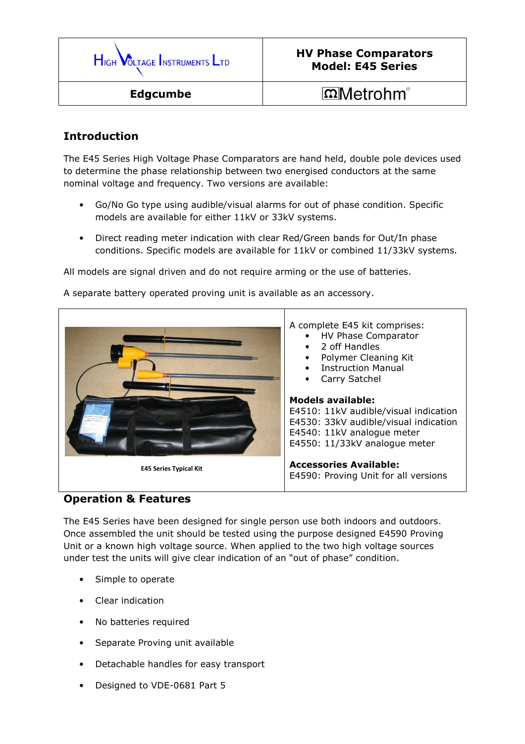| High Voltage Instruments Ltd | **HV Phase Comparators Model: E45 Series** |
| --- | --- |
| **Edgcumbe** | Metrohm |

## Introduction

The E45 Series High Voltage Phase Comparators are hand held, double pole devices used to determine the phase relationship between two energised conductors at the same nominal voltage and frequency. Two versions are available:

- Go/No Go type using audible/visual alarms for out of phase condition. Specific models are available for either 11kV or 33kV systems.
- Direct reading meter indication with clear Red/Green bands for Out/In phase conditions. Specific models are available for 11kV or combined 11/33kV systems.

All models are signal driven and do not require arming or the use of batteries.

A separate battery operated proving unit is available as an accessory.

E45 Series Typical Kit

A complete E45 kit comprises:

- HV Phase Comparator
- 2 off Handles
- Polymer Cleaning Kit
- Instruction Manual
- Carry Satchel

**Models available:**
E4510: 11kV audible/visual indication
E4530: 33kV audible/visual indication
E4540: 11kV analogue meter
E4550: 11/33kV analogue meter

**Accessories Available:**
E4590: Proving Unit for all versions

## Operation & Features

The E45 Series have been designed for single person use both indoors and outdoors. Once assembled the unit should be tested using the purpose designed E4590 Proving Unit or a known high voltage source. When applied to the two high voltage sources under test the units will give clear indication of an "out of phase" condition.

- Simple to operate
- Clear indication
- No batteries required
- Separate Proving unit available
- Detachable handles for easy transport
- Designed to VDE-0681 Part 5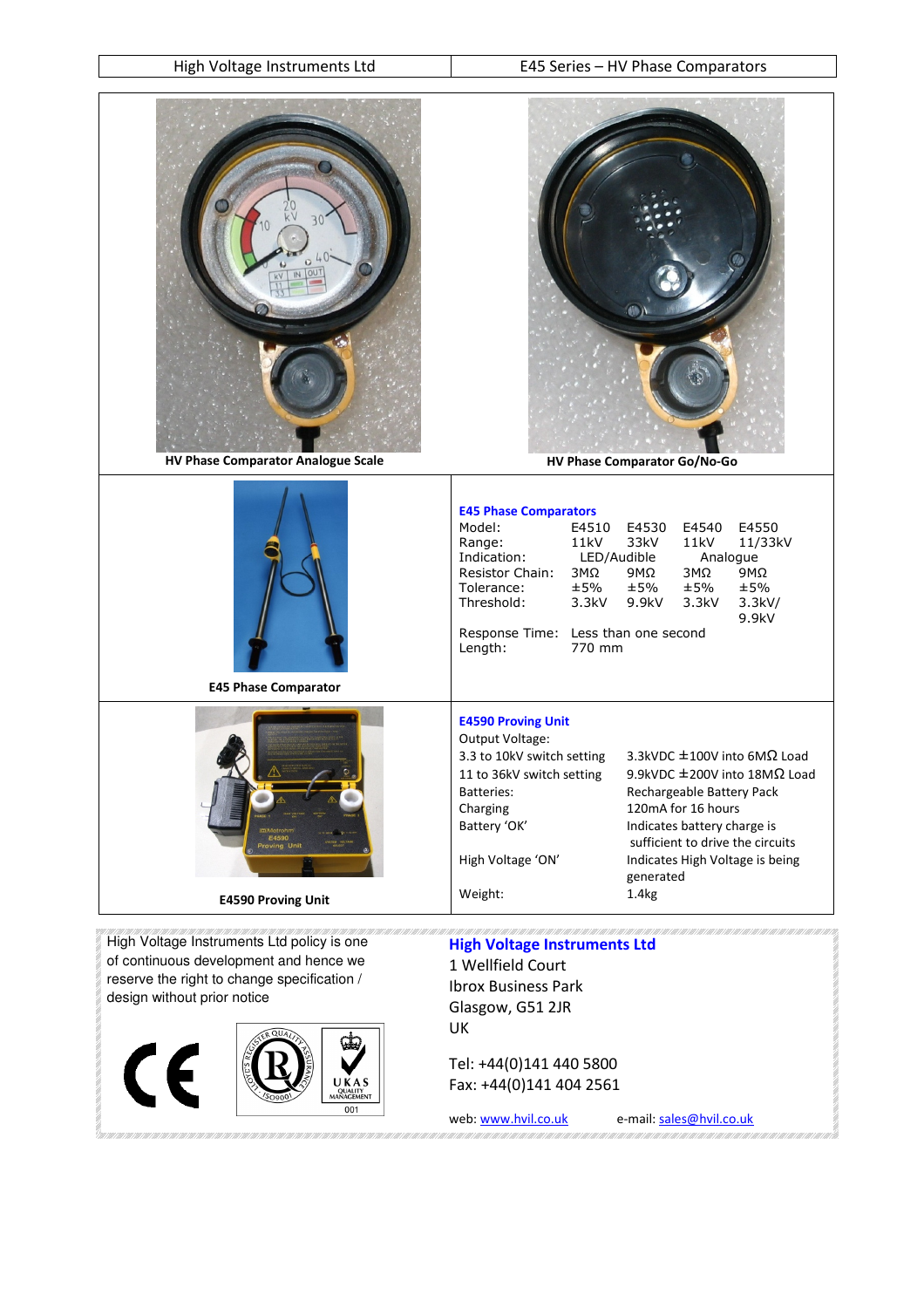HV Phase Comparator Analogue Scale

HV Phase Comparator Go/No-Go

E45 Phase Comparator

## E45 Phase Comparators

| | | | | |
|---|---|---|---|---|
| Model: | E4510 | E4530 | E4540 | E4550 |
| Range: | 11kV | 33kV | 11kV | 11/33kV |
| Indication: | LED/Audible | | Analogue | |
| Resistor Chain: | 3MΩ | 9MΩ | 3MΩ | 9MΩ |
| Tolerance: | ±5% | ±5% | ±5% | ±5% |
| Threshold: | 3.3kV | 9.9kV | 3.3kV | 3.3kV/ 9.9kV |

Response Time: Less than one second
Length: 770 mm

E4590 Proving Unit

## E4590 Proving Unit

| | |
|---|---|
| Output Voltage: | |
| 3.3 to 10kV switch setting | 3.3kVDC ±100V into 6MΩ Load |
| 11 to 36kV switch setting | 9.9kVDC ±200V into 18MΩ Load |
| Batteries: | Rechargeable Battery Pack |
| Charging | 120mA for 16 hours |
| Battery 'OK' | Indicates battery charge is sufficient to drive the circuits |
| High Voltage 'ON' | Indicates High Voltage is being generated |
| Weight: | 1.4kg |

High Voltage Instruments Ltd policy is one of continuous development and hence we reserve the right to change specification / design without prior notice

## High Voltage Instruments Ltd

1 Wellfield Court
Ibrox Business Park
Glasgow, G51 2JR
UK

Tel: +44(0)141 440 5800
Fax: +44(0)141 404 2561

web: www.hvil.co.uk e-mail: sales@hvil.co.uk